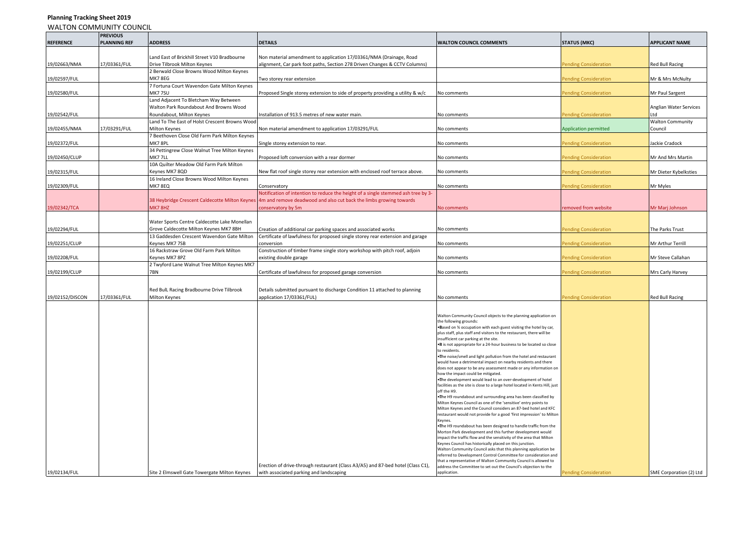# Planning Tracking Sheet 2019

## WALTON COMMUNITY COUNCIL

| REFERENCE | PREVIOUS PLANNING REF | ADDRESS | DETAILS | WALTON COUNCIL COMMENTS | STATUS (MKC) | APPLICANT NAME |
|---|---|---|---|---|---|---|
| 19/02663/NMA | 17/03361/FUL | Land East of Brickhill Street V10 Bradbourne Drive Tilbrook Milton Keynes | Non material amendment to application 17/03361/NMA (Drainage, Road alignment, Car park foot paths, Section 278 Driven Changes & CCTV Columns) | | Pending Consideration | Red Bull Racing |
| 19/02597/FUL | | 2 Berwald Close Browns Wood Milton Keynes MK7 8EG | Two storey rear extension | | Pending Consideration | Mr & Mrs McNulty |
| 19/02580/FUL | | 7 Fortuna Court Wavendon Gate Milton Keynes MK7 7SU | Proposed Single storey extension to side of property providing a utility & w/c | No comments | Pending Consideration | Mr Paul Sargent |
| 19/02542/FUL | | Land Adjacent To Bletcham Way Between Walton Park Roundabout And Browns Wood Roundabout, Milton Keynes | Installation of 913.5 metres of new water main. | No comments | Pending Consideration | Anglian Water Services Ltd |
| 19/02455/NMA | 17/03291/FUL | Land To The East of Holst Crescent Browns Wood Milton Keynes | Non material amendment to application 17/03291/FUL | No comments | Application permitted | Walton Community Council |
| 19/02372/FUL | | 7 Beethoven Close Old Farm Park Milton Keynes MK7 8PL | Single storey extension to rear. | No comments | Pending Consideration | Jackie Cradock |
| 19/02450/CLUP | | 34 Pettingrew Close Walnut Tree Milton Keynes MK7 7LL | Proposed loft conversion with a rear dormer | No comments | Pending Consideration | Mr And Mrs Martin |
| 19/02315/FUL | | 10A Quilter Meadow Old Farm Park Milton Keynes MK7 8QD | New flat roof single storey rear extension with enclosed roof terrace above. | No comments | Pending Consideration | Mr Dieter Kybelksties |
| 19/02309/FUL | | 16 Ireland Close Browns Wood Milton Keynes MK7 8EQ | Conservatory | No comments | Pending Consideration | Mr Myles |
| 19/02342/TCA | | 38 Heybridge Crescent Caldecotte Milton Keynes MK7 8HZ | Notification of intention to reduce the height of a single stemmed ash tree by 3-4m and remove deadwood and also cut back the limbs growing towards conservatory by 5m | No comments | removed from website | Mr Marj Johnson |
| 19/02294/FUL | | Water Sports Centre Caldecotte Lake Monellan Grove Caldecotte Milton Keynes MK7 8BH | Creation of additional car parking spaces and associated works | No comments | Pending Consideration | The Parks Trust |
| 19/02251/CLUP | | 13 Gaddesden Crescent Wavendon Gate Milton Keynes MK7 7SB | Certificate of lawfulness for proposed single storey rear extension and garage conversion | No comments | Pending Consideration | Mr Arthur Terrill |
| 19/02208/FUL | | 16 Rackstraw Grove Old Farm Park Milton Keynes MK7 8PZ | Construction of timber frame single story workshop with pitch roof, adjoin existing double garage | No comments | Pending Consideration | Mr Steve Callahan |
| 19/02199/CLUP | | 2 Twyford Lane Walnut Tree Milton Keynes MK7 7BN | Certificate of lawfulness for proposed garage conversion | No comments | Pending Consideration | Mrs Carly Harvey |
| 19/02152/DISCON | 17/03361/FUL | Red BulL Racing Bradbourne Drive Tilbrook Milton Keynes | Details submitted pursuant to discharge Condition 11 attached to planning application 17/03361/FUL) | No comments | Pending Consideration | Red Bull Racing |
| 19/02134/FUL | | Site 2 Elmswell Gate Towergate Milton Keynes | Erection of drive-through restaurant (Class A3/A5) and 87-bed hotel (Class C1), with associated parking and landscaping | Walton Community Council objects to the planning application on the following grounds: •Based on ¾ occupation with each guest visiting the hotel by car, plus staff, plus staff and visitors to the restaurant, there will be insufficient car parking at the site. •It is not appropriate for a 24-hour business to be located so close to residents. •The noise/smell and light pollution from the hotel and restaurant would have a detrimental impact on nearby residents and there does not appear to be any assessment made or any information on how the impact could be mitigated. •The development would lead to an over-development of hotel facilities as the site is close to a large hotel located in Kents Hill, just off the H9. •The H9 roundabout and surrounding area has been classified by Milton Keynes Council as one of the 'sensitive' entry points to Milton Keynes and the Council considers an 87-bed hotel and KFC restaurant would not provide for a good 'first impression' to Milton Keynes. •The H9 roundabout has been designed to handle traffic from the Morton Park development and this further development would impact the traffic flow and the sensitivity of the area that Milton Keynes Council has historically placed on this junction. Walton Community Council asks that this planning application be referred to Development Control Committee for consideration and that a representative of Walton Community Council is allowed to address the Committee to set out the Council's objection to the application. | Pending Consideration | SME Corporation (2) Ltd |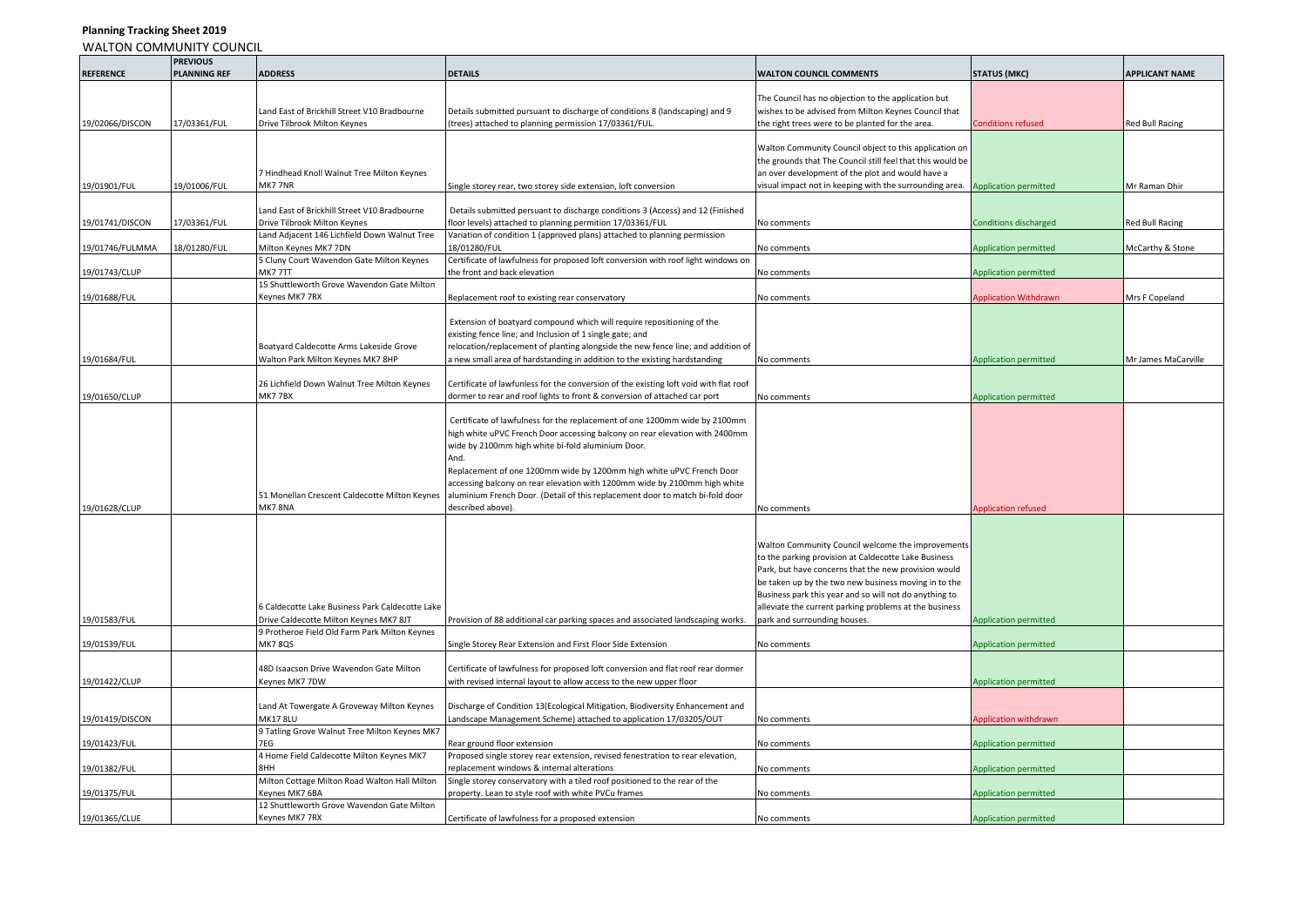**Planning Tracking Sheet 2019**

WALTON COMMUNITY COUNCIL

| REFERENCE | PREVIOUS PLANNING REF | ADDRESS | DETAILS | WALTON COUNCIL COMMENTS | STATUS (MKC) | APPLICANT NAME |
|---|---|---|---|---|---|---|
| 19/02066/DISCON | 17/03361/FUL | Land East of Brickhill Street V10 Bradbourne Drive Tilbrook Milton Keynes | Details submitted pursuant to discharge of conditions 8 (landscaping) and 9 (trees) attached to planning permission 17/03361/FUL. | The Council has no objection to the application but wishes to be advised from Milton Keynes Council that the right trees were to be planted for the area. | Conditions refused | Red Bull Racing |
| 19/01901/FUL | 19/01006/FUL | 7 Hindhead Knoll Walnut Tree Milton Keynes MK7 7NR | Single storey rear, two storey side extension, loft conversion | Walton Community Council object to this application on the grounds that The Council still feel that this would be an over development of the plot and would have a visual impact not in keeping with the surrounding area. | Application permitted | Mr Raman Dhir |
| 19/01741/DISCON | 17/03361/FUL | Land East of Brickhill Street V10 Bradbourne Drive Tilbrook Milton Keynes | Details submitted persuant to discharge conditions 3 (Access) and 12 (Finished floor levels) attached to planning permition 17/03361/FUL | No comments | Conditions discharged | Red Bull Racing |
| 19/01746/FULMMA | 18/01280/FUL | Land Adjacent 146 Lichfield Down Walnut Tree Milton Keynes MK7 7DN | Variation of condition 1 (approved plans) attached to planning permission 18/01280/FUL | No comments | Application permitted | McCarthy & Stone |
| 19/01743/CLUP | | 5 Cluny Court Wavendon Gate Milton Keynes MK7 7TT | Certificate of lawfulness for proposed loft conversion with roof light windows on the front and back elevation | No comments | Application permitted | |
| 19/01688/FUL | | 15 Shuttleworth Grove Wavendon Gate Milton Keynes MK7 7RX | Replacement roof to existing rear conservatory | No comments | Application Withdrawn | Mrs F Copeland |
| 19/01684/FUL | | Boatyard Caldecotte Arms Lakeside Grove Walton Park Milton Keynes MK7 8HP | Extension of boatyard compound which will require repositioning of the existing fence line; and Inclusion of 1 single gate; and relocation/replacement of planting alongside the new fence line; and addition of a new small area of hardstanding in addition to the existing hardstanding | No comments | Application permitted | Mr James MacCarville |
| 19/01650/CLUP | | 26 Lichfield Down Walnut Tree Milton Keynes MK7 7BX | Certificate of lawfulness for the conversion of the existing loft void with flat roof dormer to rear and roof lights to front & conversion of attached car port | No comments | Application permitted | |
| 19/01628/CLUP | | 51 Monellan Crescent Caldecotte Milton Keynes MK7 8NA | Certificate of lawfulness for the replacement of one 1200mm wide by 2100mm high white uPVC French Door accessing balcony on rear elevation with 2400mm wide by 2100mm high white bi-fold aluminium Door. And. Replacement of one 1200mm wide by 1200mm high white uPVC French Door accessing balcony on rear elevation with 1200mm wide by 2100mm high white aluminium French Door. (Detail of this replacement door to match bi-fold door described above). | No comments | Application refused | |
| 19/01583/FUL | | 6 Caldecotte Lake Business Park Caldecotte Lake Drive Caldecotte Milton Keynes MK7 8JT | Provision of 88 additional car parking spaces and associated landscaping works. | Walton Community Council welcome the improvements to the parking provision at Caldecotte Lake Business Park, but have concerns that the new provision would be taken up by the two new business moving in to the Business park this year and so will not do anything to alleviate the current parking problems at the business park and surrounding houses. | Application permitted | |
| 19/01539/FUL | | 9 Protheroe Field Old Farm Park Milton Keynes MK7 8QS | Single Storey Rear Extension and First Floor Side Extension | No comments | Application permitted | |
| 19/01422/CLUP | | 48D Isaacson Drive Wavendon Gate Milton Keynes MK7 7DW | Certificate of lawfulness for proposed loft conversion and flat roof rear dormer with revised internal layout to allow access to the new upper floor | | Application permitted | |
| 19/01419/DISCON | | Land At Towergate A Groveway Milton Keynes MK17 8LU | Discharge of Condition 13(Ecological Mitigation, Biodiversity Enhancement and Landscape Management Scheme) attached to application 17/03205/OUT | No comments | Application withdrawn | |
| 19/01423/FUL | | 9 Tatling Grove Walnut Tree Milton Keynes MK7 7EG | Rear ground floor extension | No comments | Application permitted | |
| 19/01382/FUL | | 4 Home Field Caldecotte Milton Keynes MK7 8HH | Proposed single storey rear extension, revised fenestration to rear elevation, replacement windows & internal alterations | No comments | Application permitted | |
| 19/01375/FUL | | Milton Cottage Milton Road Walton Hall Milton Keynes MK7 6BA | Single storey conservatory with a tiled roof positioned to the rear of the property. Lean to style roof with white PVCu frames | No comments | Application permitted | |
| 19/01365/CLUE | | 12 Shuttleworth Grove Wavendon Gate Milton Keynes MK7 7RX | Certificate of lawfulness for a proposed extension | No comments | Application permitted | |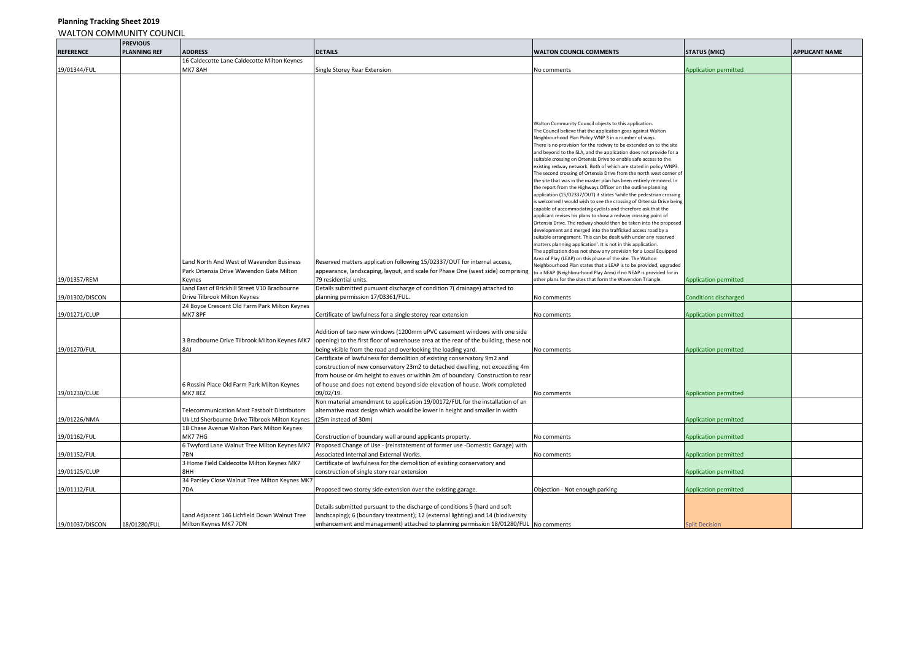**Planning Tracking Sheet 2019**

WALTON COMMUNITY COUNCIL

| REFERENCE | PREVIOUS PLANNING REF | ADDRESS | DETAILS | WALTON COUNCIL COMMENTS | STATUS (MKC) | APPLICANT NAME |
|---|---|---|---|---|---|---|
| 19/01344/FUL | | 16 Caldecotte Lane Caldecotte Milton Keynes MK7 8AH | Single Storey Rear Extension | No comments | Application permitted | |
| 19/01357/REM | | Land North And West of Wavendon Business Park Ortensia Drive Wavendon Gate Milton Keynes | Reserved matters application following 15/02337/OUT for internal access, appearance, landscaping, layout, and scale for Phase One (west side) comprising 79 residential units. | Walton Community Council objects to this application. The Council believe that the application goes against Walton Neighbourhood Plan Policy WNP 3 in a number of ways. There is no provision for the redway to be extended on to the site and beyond to the SLA, and the application does not provide for a suitable crossing on Ortensia Drive to enable safe access to the existing redway network. Both of which are stated in policy WNP3. The second crossing of Ortensia Drive from the north west corner of the site that was in the master plan has been entirely removed. In the report from the Highways Officer on the outline planning application (15/02337/OUT) it states 'while the pedestrian crossing is welcomed I would wish to see the crossing of Ortensia Drive being capable of accommodating cyclists and therefore ask that the applicant revises his plans to show a redway crossing point of Ortensia Drive. The redway should then be taken into the proposed development and merged into the trafficked access road by a suitable arrangement. This can be dealt with under any reserved matters planning application'. It is not in this application. The application does not show any provision for a Local Equipped Area of Play (LEAP) on this phase of the site. The Walton Neighbourhood Plan states that a LEAP is to be provided, upgraded to a NEAP (Neighbourhood Play Area) if no NEAP is provided for in other plans for the sites that form the Wavendon Triangle. | Application permitted | |
| 19/01302/DISCON | | Land East of Brickhill Street V10 Bradbourne Drive Tilbrook Milton Keynes | Details submitted pursuant discharge of condition 7( drainage) attached to planning permission 17/03361/FUL. | No comments | Conditions discharged | |
| 19/01271/CLUP | | 24 Boyce Crescent Old Farm Park Milton Keynes MK7 8PF | Certificate of lawfulness for a single storey rear extension | No comments | Application permitted | |
| 19/01270/FUL | | 3 Bradbourne Drive Tilbrook Milton Keynes MK7 8AJ | Addition of two new windows (1200mm uPVC casement windows with one side opening) to the first floor of warehouse area at the rear of the building, these not being visible from the road and overlooking the loading yard. | No comments | Application permitted | |
| 19/01230/CLUE | | 6 Rossini Place Old Farm Park Milton Keynes MK7 8EZ | Certificate of lawfulness for demolition of existing conservatory 9m2 and construction of new conservatory 23m2 to detached dwelling, not exceeding 4m from house or 4m height to eaves or within 2m of boundary. Construction to rear of house and does not extend beyond side elevation of house. Work completed 09/02/19. | No comments | Application permitted | |
| 19/01226/NMA | | Telecommunication Mast Fastbolt Distributors Uk Ltd Sherbourne Drive Tilbrook Milton Keynes | Non material amendment to application 19/00172/FUL for the installation of an alternative mast design which would be lower in height and smaller in width (25m instead of 30m) | | Application permitted | |
| 19/01162/FUL | | 1B Chase Avenue Walton Park Milton Keynes MK7 7HG | Construction of boundary wall around applicants property. | No comments | Application permitted | |
| 19/01152/FUL | | 6 Twyford Lane Walnut Tree Milton Keynes MK7 7BN | Proposed Change of Use - (reinstatement of former use -Domestic Garage) with Associated Internal and External Works. | No comments | Application permitted | |
| 19/01125/CLUP | | 3 Home Field Caldecotte Milton Keynes MK7 8HH | Certificate of lawfulness for the demolition of existing conservatory and construction of single story rear extension | | Application permitted | |
| 19/01112/FUL | | 34 Parsley Close Walnut Tree Milton Keynes MK7 7DA | Proposed two storey side extension over the existing garage. | Objection - Not enough parking | Application permitted | |
| 19/01037/DISCON | 18/01280/FUL | Land Adjacent 146 Lichfield Down Walnut Tree Milton Keynes MK7 7DN | Details submitted pursuant to the discharge of conditions 5 (hard and soft landscaping); 6 (boundary treatment); 12 (external lighting) and 14 (biodiversity enhancement and management) attached to planning permission 18/01280/FUL | No comments | Split Decision | |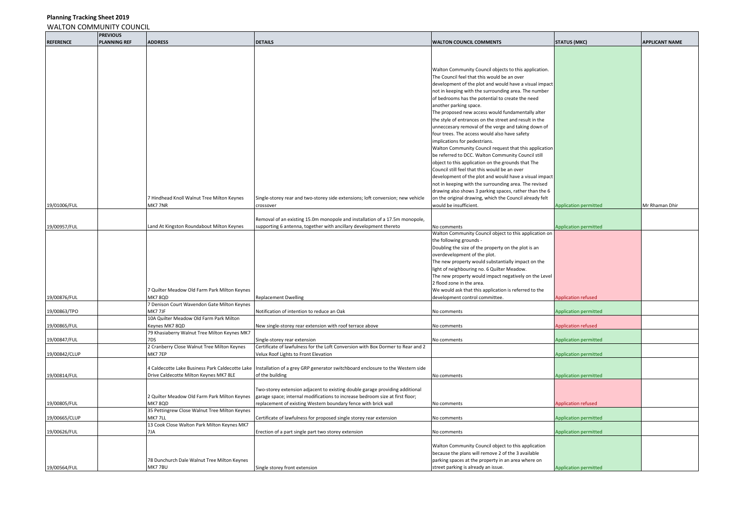# Planning Tracking Sheet 2019

## WALTON COMMUNITY COUNCIL

| REFERENCE | PREVIOUS PLANNING REF | ADDRESS | DETAILS | WALTON COUNCIL COMMENTS | STATUS (MKC) | APPLICANT NAME |
|---|---|---|---|---|---|---|
| 19/01006/FUL | | 7 Hindhead Knoll Walnut Tree Milton Keynes MK7 7NR | Single-storey rear and two-storey side extensions; loft conversion; new vehicle crossover | Walton Community Council objects to this application. The Council feel that this would be an over development of the plot and would have a visual impact not in keeping with the surrounding area. The number of bedrooms has the potential to create the need another parking space. The proposed new access would fundamentally alter the style of entrances on the street and result in the unneccesary removal of the verge and taking down of four trees. The access would also have safety implications for pedestrians. Walton Community Council request that this application be referred to DCC. Walton Community Council still object to this application on the grounds that The Council still feel that this would be an over development of the plot and would have a visual impact not in keeping with the surrounding area. The revised drawing also shows 3 parking spaces, rather than the 6 on the original drawing, which the Council already felt would be insufficient. | Application permitted | Mr Rhaman Dhir |
| 19/00957/FUL | | Land At Kingston Roundabout Milton Keynes | Removal of an existing 15.0m monopole and installation of a 17.5m monopole, supporting 6 antenna, together with ancillary development thereto | No comments | Application permitted | |
| 19/00876/FUL | | 7 Quilter Meadow Old Farm Park Milton Keynes MK7 8QD | Replacement Dwelling | Walton Community Council object to this application on the following grounds - Doubling the size of the property on the plot is an overdevelopment of the plot. The new property would substantially impact on the light of neighbouring no. 6 Quilter Meadow. The new property would impact negatively on the Level 2 flood zone in the area. We would ask that this application is referred to the development control committee. | Application refused | |
| 19/00863/TPO | | 7 Denison Court Wavendon Gate Milton Keynes MK7 7JF | Notification of intention to reduce an Oak | No comments | Application permitted | |
| 19/00865/FUL | | 10A Quilter Meadow Old Farm Park Milton Keynes MK7 8QD | New single-storey rear extension with roof terrace above | No comments | Application refused | |
| 19/00847/FUL | | 79 Khasiaberry Walnut Tree Milton Keynes MK7 7DS | Single-storey rear extension | No comments | Application permitted | |
| 19/00842/CLUP | | 2 Cranberry Close Walnut Tree Milton Keynes MK7 7EP | Certificate of lawfulness for the Loft Conversion with Box Dormer to Rear and 2 Velux Roof Lights to Front Elevation | | Application permitted | |
| 19/00814/FUL | | 4 Caldecotte Lake Business Park Caldecotte Lake Drive Caldecotte Milton Keynes MK7 8LE | Installation of a grey GRP generator switchboard enclosure to the Western side of the building | No comments | Application permitted | |
| 19/00805/FUL | | 2 Quilter Meadow Old Farm Park Milton Keynes MK7 8QD | Two-storey extension adjacent to existing double garage providing additional garage space; internal modifications to increase bedroom size at first floor; replacement of existing Western boundary fence with brick wall | No comments | Application refused | |
| 19/00665/CLUP | | 35 Pettingrew Close Walnut Tree Milton Keynes MK7 7LL | Certificate of lawfulness for proposed single storey rear extension | No comments | Application permitted | |
| 19/00626/FUL | | 13 Cook Close Walton Park Milton Keynes MK7 7JA | Erection of a part single part two storey extension | No comments | Application permitted | |
| 19/00564/FUL | | 78 Dunchurch Dale Walnut Tree Milton Keynes MK7 7BU | Single storey front extension | Walton Community Council object to this application because the plans will remove 2 of the 3 available parking spaces at the property in an area where on street parking is already an issue. | Application permitted | |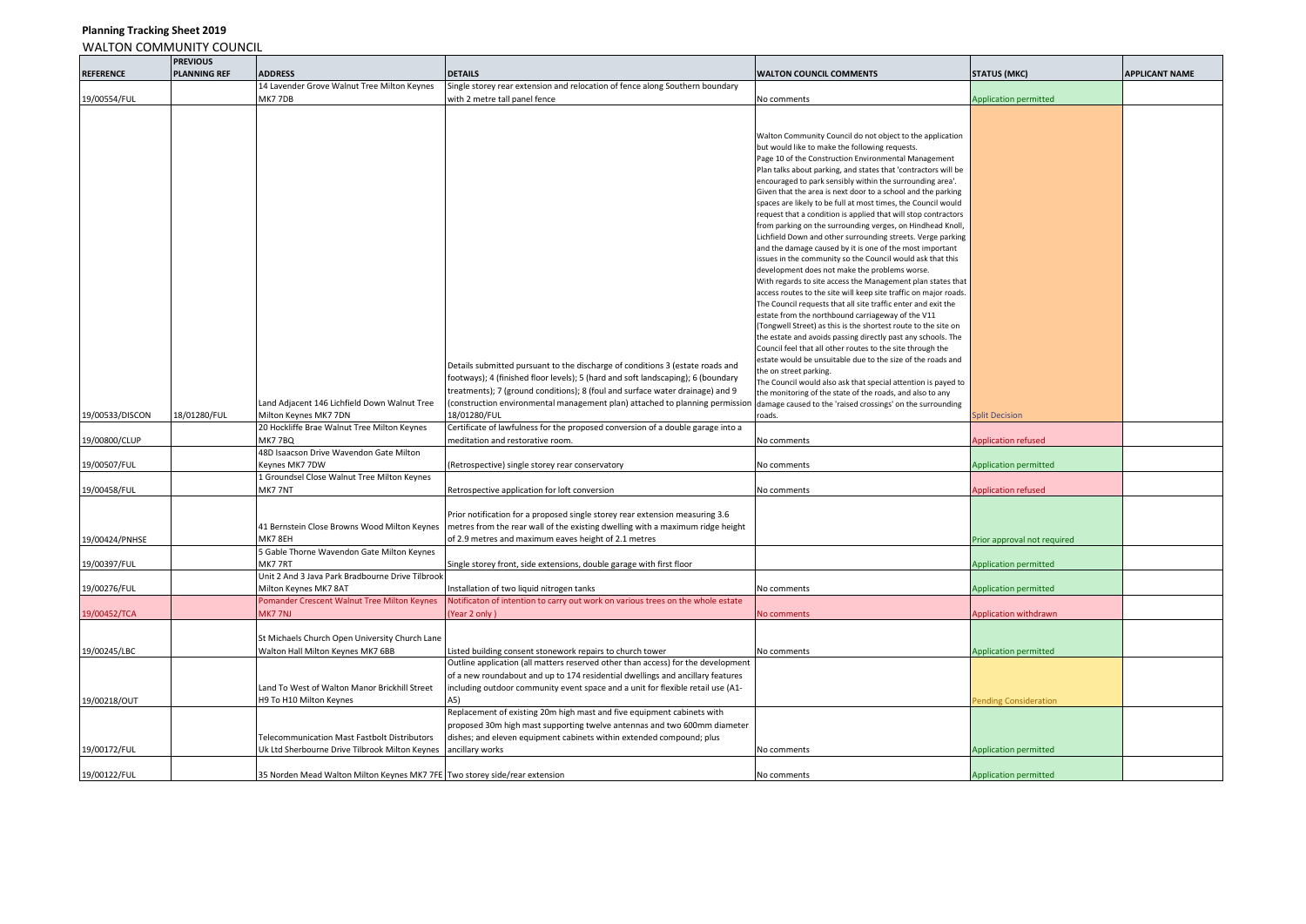**Planning Tracking Sheet 2019**

WALTON COMMUNITY COUNCIL

| REFERENCE | PREVIOUS PLANNING REF | ADDRESS | DETAILS | WALTON COUNCIL COMMENTS | STATUS (MKC) | APPLICANT NAME |
|---|---|---|---|---|---|---|
| 19/00554/FUL | | 14 Lavender Grove Walnut Tree Milton Keynes MK7 7DB | Single storey rear extension and relocation of fence along Southern boundary with 2 metre tall panel fence | No comments | Application permitted | |
| 19/00533/DISCON | 18/01280/FUL | Land Adjacent 146 Lichfield Down Walnut Tree Milton Keynes MK7 7DN | Details submitted pursuant to the discharge of conditions 3 (estate roads and footways); 4 (finished floor levels); 5 (hard and soft landscaping); 6 (boundary treatments); 7 (ground conditions); 8 (foul and surface water drainage) and 9 (construction environmental management plan) attached to planning permission 18/01280/FUL | Walton Community Council do not object to the application but would like to make the following requests. Page 10 of the Construction Environmental Management Plan talks about parking, and states that 'contractors will be encouraged to park sensibly within the surrounding area'. Given that the area is next door to a school and the parking spaces are likely to be full at most times, the Council would request that a condition is applied that will stop contractors from parking on the surrounding verges, on Hindhead Knoll, Lichfield Down and other surrounding streets. Verge parking and the damage caused by it is one of the most important issues in the community so the Council would ask that this development does not make the problems worse. With regards to site access the Management plan states that access routes to the site will keep site traffic on major roads. The Council requests that all site traffic enter and exit the estate from the northbound carriageway of the V11 (Tongwell Street) as this is the shortest route to the site on the estate and avoids passing directly past any schools. The Council feel that all other routes to the site through the estate would be unsuitable due to the size of the roads and the on street parking. The Council would also ask that special attention is payed to the monitoring of the state of the roads, and also to any damage caused to the 'raised crossings' on the surrounding roads. | Split Decision | |
| 19/00800/CLUP | | 20 Hockliffe Brae Walnut Tree Milton Keynes MK7 7BQ | Certificate of lawfulness for the proposed conversion of a double garage into a meditation and restorative room. | No comments | Application refused | |
| 19/00507/FUL | | 48D Isaacson Drive Wavendon Gate Milton Keynes MK7 7DW | (Retrospective) single storey rear conservatory | No comments | Application permitted | |
| 19/00458/FUL | | 1 Groundsel Close Walnut Tree Milton Keynes MK7 7NT | Retrospective application for loft conversion | No comments | Application refused | |
| 19/00424/PNHSE | | 41 Bernstein Close Browns Wood Milton Keynes MK7 8EH | Prior notification for a proposed single storey rear extension measuring 3.6 metres from the rear wall of the existing dwelling with a maximum ridge height of 2.9 metres and maximum eaves height of 2.1 metres | | Prior approval not required | |
| 19/00397/FUL | | 5 Gable Thorne Wavendon Gate Milton Keynes MK7 7RT | Single storey front, side extensions, double garage with first floor | | Application permitted | |
| 19/00276/FUL | | Unit 2 And 3 Java Park Bradbourne Drive Tilbrook Milton Keynes MK7 8AT | Installation of two liquid nitrogen tanks | No comments | Application permitted | |
| 19/00452/TCA | | Pomander Crescent Walnut Tree Milton Keynes MK7 7NJ | Notificaton of intention to carry out work on various trees on the whole estate (Year 2 only) | No comments | Application withdrawn | |
| 19/00245/LBC | | St Michaels Church Open University Church Lane Walton Hall Milton Keynes MK7 6BB | Listed building consent stonework repairs to church tower | No comments | Application permitted | |
| 19/00218/OUT | | Land To West of Walton Manor Brickhill Street H9 To H10 Milton Keynes | Outline application (all matters reserved other than access) for the development of a new roundabout and up to 174 residential dwellings and ancillary features including outdoor community event space and a unit for flexible retail use (A1-A5) | | Pending Consideration | |
| 19/00172/FUL | | Telecommunication Mast Fastbolt Distributors Uk Ltd Sherbourne Drive Tilbrook Milton Keynes | Replacement of existing 20m high mast and five equipment cabinets with proposed 30m high mast supporting twelve antennas and two 600mm diameter dishes; and eleven equipment cabinets within extended compound; plus ancillary works | No comments | Application permitted | |
| 19/00122/FUL | | 35 Norden Mead Walton Milton Keynes MK7 7FE | Two storey side/rear extension | No comments | Application permitted | |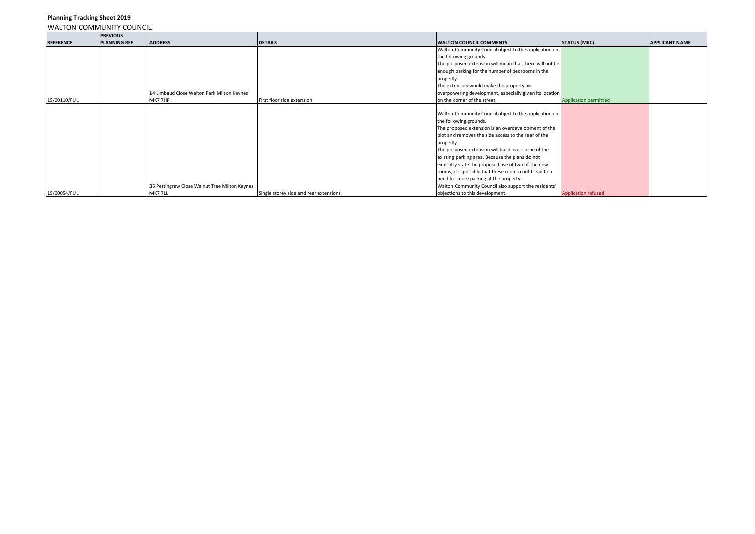**Planning Tracking Sheet 2019**

WALTON COMMUNITY COUNCIL

| REFERENCE | PREVIOUS PLANNING REF | ADDRESS | DETAILS | WALTON COUNCIL COMMENTS | STATUS (MKC) | APPLICANT NAME |
|---|---|---|---|---|---|---|
| 19/00110/FUL | | 14 Limbaud Close Walton Park Milton Keynes MK7 7HP | First floor side extension | Walton Community Council object to the application on the following grounds. The proposed extension will mean that there will not be enough parking for the number of bedrooms in the property. The extension would make the property an overpowering development, especially given its location on the corner of the street. | Application permitted | |
| 19/00054/FUL | | 35 Pettingrew Close Walnut Tree Milton Keynes MK7 7LL | Single storey side and rear extensions | Walton Community Council object to the application on the following grounds. The proposed extension is an overdevelopment of the plot and removes the side access to the rear of the property. The proposed extension will build over some of the existing parking area. Because the plans do not explicitly state the proposed use of two of the new rooms, it is possible that these rooms could lead to a need for more parking at the property. Walton Community Council also support the residents' objections to this development. | Application refused | |